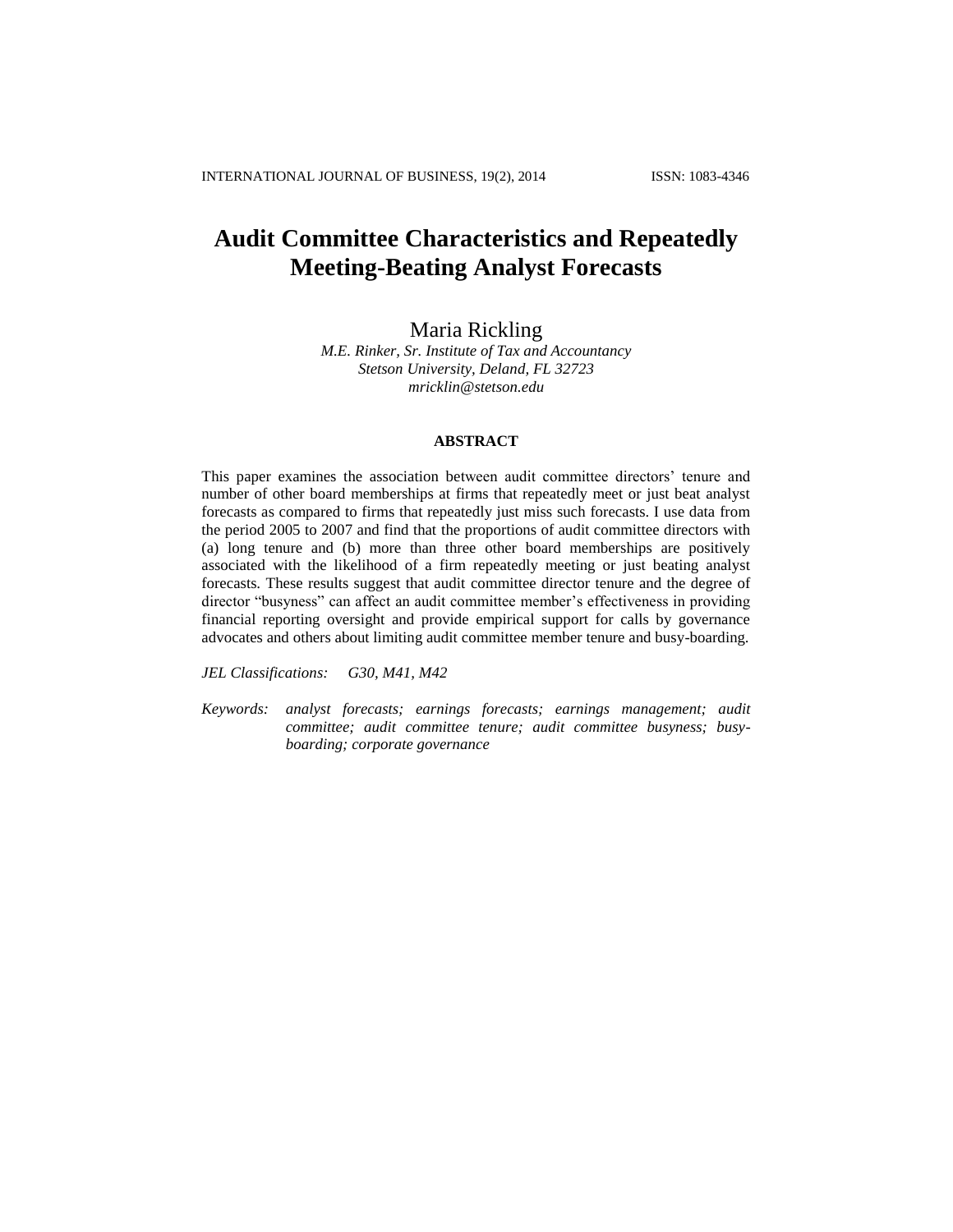# Audit Committee Characteristics and Repeatedly Meeting-Beating Analyst Forecasts

Maria Rickling
*M.E. Rinker, Sr. Institute of Tax and Accountancy*
*Stetson University, Deland, FL 32723*
*mricklin@stetson.edu*

## ABSTRACT

This paper examines the association between audit committee directors' tenure and number of other board memberships at firms that repeatedly meet or just beat analyst forecasts as compared to firms that repeatedly just miss such forecasts. I use data from the period 2005 to 2007 and find that the proportions of audit committee directors with (a) long tenure and (b) more than three other board memberships are positively associated with the likelihood of a firm repeatedly meeting or just beating analyst forecasts. These results suggest that audit committee director tenure and the degree of director "busyness" can affect an audit committee member's effectiveness in providing financial reporting oversight and provide empirical support for calls by governance advocates and others about limiting audit committee member tenure and busy-boarding.

*JEL Classifications:* *G30, M41, M42*

*Keywords:* *analyst forecasts; earnings forecasts; earnings management; audit committee; audit committee tenure; audit committee busyness; busy-boarding; corporate governance*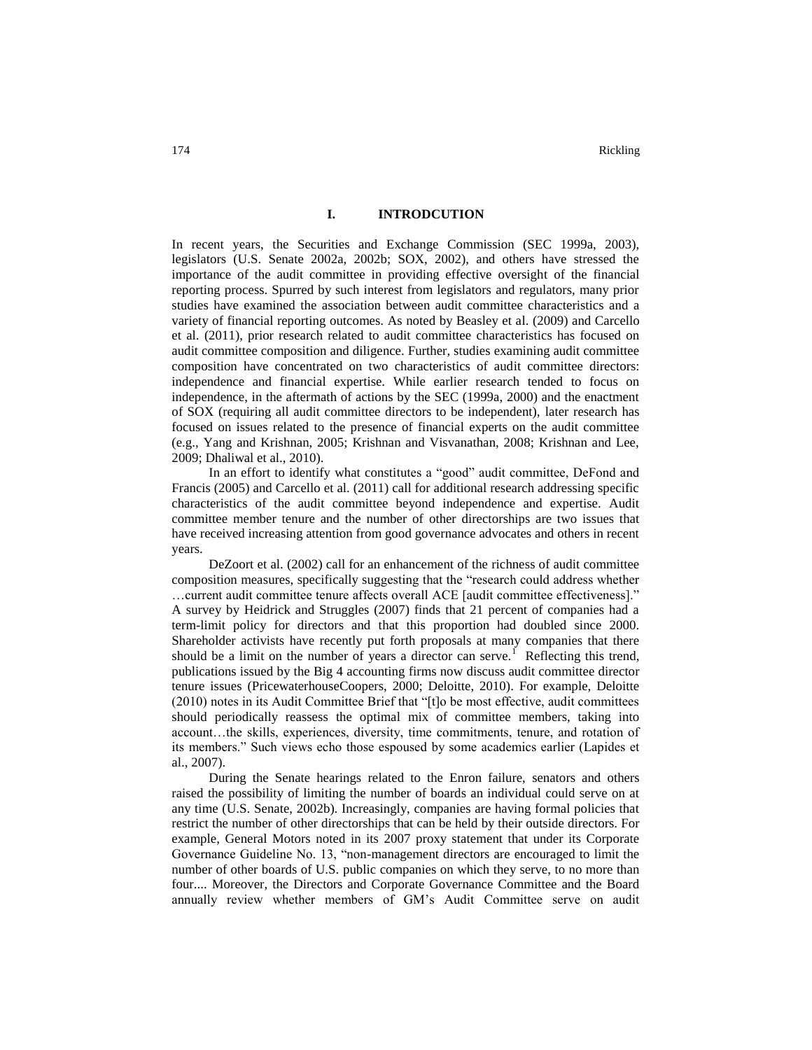## I. INTRODCUTION

In recent years, the Securities and Exchange Commission (SEC 1999a, 2003), legislators (U.S. Senate 2002a, 2002b; SOX, 2002), and others have stressed the importance of the audit committee in providing effective oversight of the financial reporting process. Spurred by such interest from legislators and regulators, many prior studies have examined the association between audit committee characteristics and a variety of financial reporting outcomes. As noted by Beasley et al. (2009) and Carcello et al. (2011), prior research related to audit committee characteristics has focused on audit committee composition and diligence. Further, studies examining audit committee composition have concentrated on two characteristics of audit committee directors: independence and financial expertise. While earlier research tended to focus on independence, in the aftermath of actions by the SEC (1999a, 2000) and the enactment of SOX (requiring all audit committee directors to be independent), later research has focused on issues related to the presence of financial experts on the audit committee (e.g., Yang and Krishnan, 2005; Krishnan and Visvanathan, 2008; Krishnan and Lee, 2009; Dhaliwal et al., 2010).

In an effort to identify what constitutes a "good" audit committee, DeFond and Francis (2005) and Carcello et al. (2011) call for additional research addressing specific characteristics of the audit committee beyond independence and expertise. Audit committee member tenure and the number of other directorships are two issues that have received increasing attention from good governance advocates and others in recent years.

DeZoort et al. (2002) call for an enhancement of the richness of audit committee composition measures, specifically suggesting that the "research could address whether …current audit committee tenure affects overall ACE [audit committee effectiveness]." A survey by Heidrick and Struggles (2007) finds that 21 percent of companies had a term-limit policy for directors and that this proportion had doubled since 2000. Shareholder activists have recently put forth proposals at many companies that there should be a limit on the number of years a director can serve.[1] Reflecting this trend, publications issued by the Big 4 accounting firms now discuss audit committee director tenure issues (PricewaterhouseCoopers, 2000; Deloitte, 2010). For example, Deloitte (2010) notes in its Audit Committee Brief that "[t]o be most effective, audit committees should periodically reassess the optimal mix of committee members, taking into account…the skills, experiences, diversity, time commitments, tenure, and rotation of its members." Such views echo those espoused by some academics earlier (Lapides et al., 2007).

During the Senate hearings related to the Enron failure, senators and others raised the possibility of limiting the number of boards an individual could serve on at any time (U.S. Senate, 2002b). Increasingly, companies are having formal policies that restrict the number of other directorships that can be held by their outside directors. For example, General Motors noted in its 2007 proxy statement that under its Corporate Governance Guideline No. 13, "non-management directors are encouraged to limit the number of other boards of U.S. public companies on which they serve, to no more than four.... Moreover, the Directors and Corporate Governance Committee and the Board annually review whether members of GM's Audit Committee serve on audit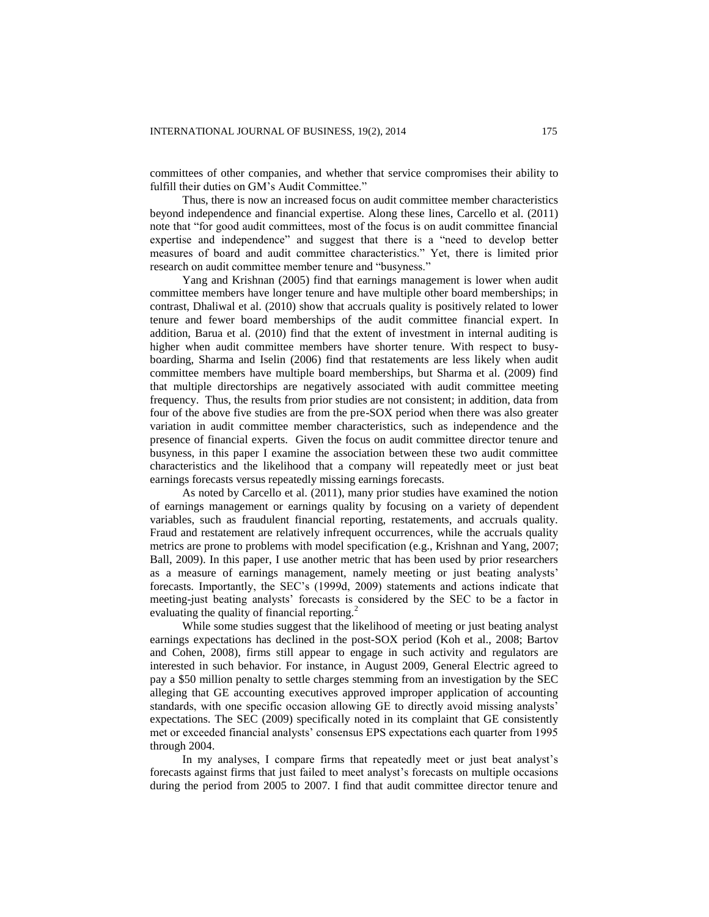committees of other companies, and whether that service compromises their ability to fulfill their duties on GM's Audit Committee."

Thus, there is now an increased focus on audit committee member characteristics beyond independence and financial expertise. Along these lines, Carcello et al. (2011) note that "for good audit committees, most of the focus is on audit committee financial expertise and independence" and suggest that there is a "need to develop better measures of board and audit committee characteristics." Yet, there is limited prior research on audit committee member tenure and "busyness."

Yang and Krishnan (2005) find that earnings management is lower when audit committee members have longer tenure and have multiple other board memberships; in contrast, Dhaliwal et al. (2010) show that accruals quality is positively related to lower tenure and fewer board memberships of the audit committee financial expert. In addition, Barua et al. (2010) find that the extent of investment in internal auditing is higher when audit committee members have shorter tenure. With respect to busy-boarding, Sharma and Iselin (2006) find that restatements are less likely when audit committee members have multiple board memberships, but Sharma et al. (2009) find that multiple directorships are negatively associated with audit committee meeting frequency. Thus, the results from prior studies are not consistent; in addition, data from four of the above five studies are from the pre-SOX period when there was also greater variation in audit committee member characteristics, such as independence and the presence of financial experts. Given the focus on audit committee director tenure and busyness, in this paper I examine the association between these two audit committee characteristics and the likelihood that a company will repeatedly meet or just beat earnings forecasts versus repeatedly missing earnings forecasts.

As noted by Carcello et al. (2011), many prior studies have examined the notion of earnings management or earnings quality by focusing on a variety of dependent variables, such as fraudulent financial reporting, restatements, and accruals quality. Fraud and restatement are relatively infrequent occurrences, while the accruals quality metrics are prone to problems with model specification (e.g., Krishnan and Yang, 2007; Ball, 2009). In this paper, I use another metric that has been used by prior researchers as a measure of earnings management, namely meeting or just beating analysts' forecasts. Importantly, the SEC's (1999d, 2009) statements and actions indicate that meeting-just beating analysts' forecasts is considered by the SEC to be a factor in evaluating the quality of financial reporting.[2]

While some studies suggest that the likelihood of meeting or just beating analyst earnings expectations has declined in the post-SOX period (Koh et al., 2008; Bartov and Cohen, 2008), firms still appear to engage in such activity and regulators are interested in such behavior. For instance, in August 2009, General Electric agreed to pay a $50 million penalty to settle charges stemming from an investigation by the SEC alleging that GE accounting executives approved improper application of accounting standards, with one specific occasion allowing GE to directly avoid missing analysts' expectations. The SEC (2009) specifically noted in its complaint that GE consistently met or exceeded financial analysts' consensus EPS expectations each quarter from 1995 through 2004.

In my analyses, I compare firms that repeatedly meet or just beat analyst's forecasts against firms that just failed to meet analyst's forecasts on multiple occasions during the period from 2005 to 2007. I find that audit committee director tenure and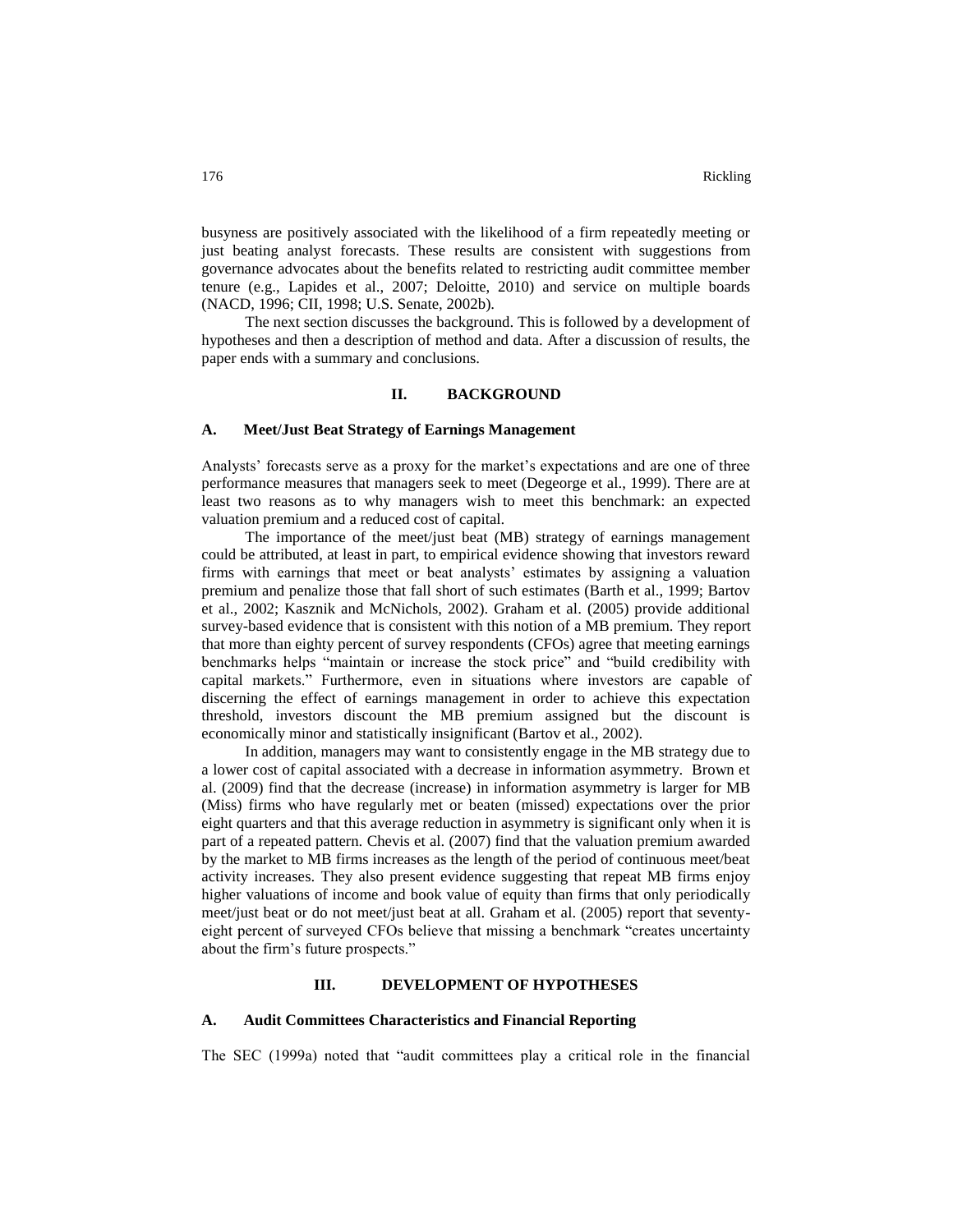busyness are positively associated with the likelihood of a firm repeatedly meeting or just beating analyst forecasts. These results are consistent with suggestions from governance advocates about the benefits related to restricting audit committee member tenure (e.g., Lapides et al., 2007; Deloitte, 2010) and service on multiple boards (NACD, 1996; CII, 1998; U.S. Senate, 2002b).

The next section discusses the background. This is followed by a development of hypotheses and then a description of method and data. After a discussion of results, the paper ends with a summary and conclusions.

## II. BACKGROUND

### A. Meet/Just Beat Strategy of Earnings Management

Analysts' forecasts serve as a proxy for the market's expectations and are one of three performance measures that managers seek to meet (Degeorge et al., 1999). There are at least two reasons as to why managers wish to meet this benchmark: an expected valuation premium and a reduced cost of capital.

The importance of the meet/just beat (MB) strategy of earnings management could be attributed, at least in part, to empirical evidence showing that investors reward firms with earnings that meet or beat analysts' estimates by assigning a valuation premium and penalize those that fall short of such estimates (Barth et al., 1999; Bartov et al., 2002; Kasznik and McNichols, 2002). Graham et al. (2005) provide additional survey-based evidence that is consistent with this notion of a MB premium. They report that more than eighty percent of survey respondents (CFOs) agree that meeting earnings benchmarks helps "maintain or increase the stock price" and "build credibility with capital markets." Furthermore, even in situations where investors are capable of discerning the effect of earnings management in order to achieve this expectation threshold, investors discount the MB premium assigned but the discount is economically minor and statistically insignificant (Bartov et al., 2002).

In addition, managers may want to consistently engage in the MB strategy due to a lower cost of capital associated with a decrease in information asymmetry. Brown et al. (2009) find that the decrease (increase) in information asymmetry is larger for MB (Miss) firms who have regularly met or beaten (missed) expectations over the prior eight quarters and that this average reduction in asymmetry is significant only when it is part of a repeated pattern. Chevis et al. (2007) find that the valuation premium awarded by the market to MB firms increases as the length of the period of continuous meet/beat activity increases. They also present evidence suggesting that repeat MB firms enjoy higher valuations of income and book value of equity than firms that only periodically meet/just beat or do not meet/just beat at all. Graham et al. (2005) report that seventy-eight percent of surveyed CFOs believe that missing a benchmark "creates uncertainty about the firm's future prospects."

## III. DEVELOPMENT OF HYPOTHESES

### A. Audit Committees Characteristics and Financial Reporting

The SEC (1999a) noted that "audit committees play a critical role in the financial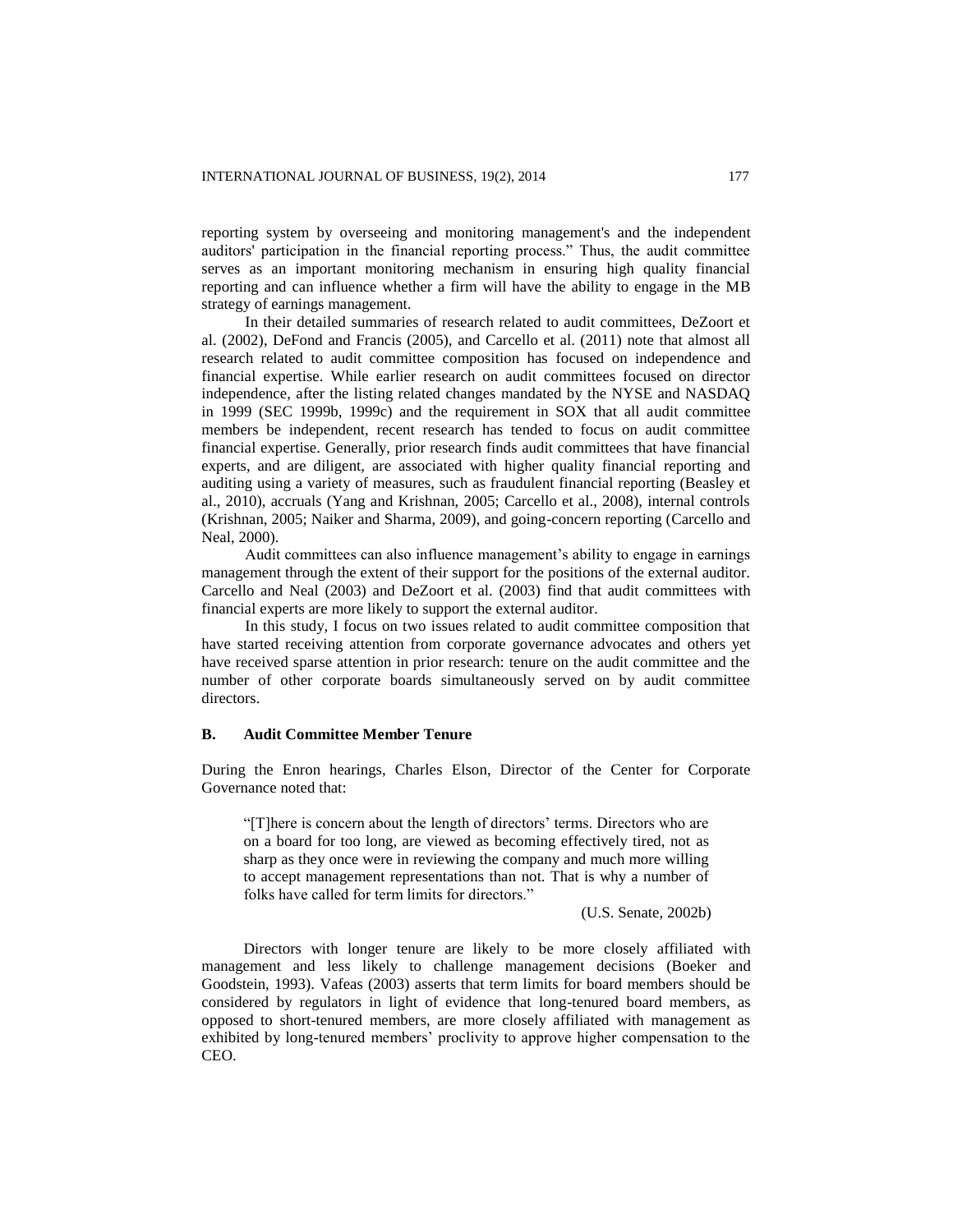reporting system by overseeing and monitoring management's and the independent auditors' participation in the financial reporting process." Thus, the audit committee serves as an important monitoring mechanism in ensuring high quality financial reporting and can influence whether a firm will have the ability to engage in the MB strategy of earnings management.

In their detailed summaries of research related to audit committees, DeZoort et al. (2002), DeFond and Francis (2005), and Carcello et al. (2011) note that almost all research related to audit committee composition has focused on independence and financial expertise. While earlier research on audit committees focused on director independence, after the listing related changes mandated by the NYSE and NASDAQ in 1999 (SEC 1999b, 1999c) and the requirement in SOX that all audit committee members be independent, recent research has tended to focus on audit committee financial expertise. Generally, prior research finds audit committees that have financial experts, and are diligent, are associated with higher quality financial reporting and auditing using a variety of measures, such as fraudulent financial reporting (Beasley et al., 2010), accruals (Yang and Krishnan, 2005; Carcello et al., 2008), internal controls (Krishnan, 2005; Naiker and Sharma, 2009), and going-concern reporting (Carcello and Neal, 2000).

Audit committees can also influence management's ability to engage in earnings management through the extent of their support for the positions of the external auditor. Carcello and Neal (2003) and DeZoort et al. (2003) find that audit committees with financial experts are more likely to support the external auditor.

In this study, I focus on two issues related to audit committee composition that have started receiving attention from corporate governance advocates and others yet have received sparse attention in prior research: tenure on the audit committee and the number of other corporate boards simultaneously served on by audit committee directors.

## B. Audit Committee Member Tenure

During the Enron hearings, Charles Elson, Director of the Center for Corporate Governance noted that:

> "[T]here is concern about the length of directors' terms. Directors who are on a board for too long, are viewed as becoming effectively tired, not as sharp as they once were in reviewing the company and much more willing to accept management representations than not. That is why a number of folks have called for term limits for directors."
>
> (U.S. Senate, 2002b)

Directors with longer tenure are likely to be more closely affiliated with management and less likely to challenge management decisions (Boeker and Goodstein, 1993). Vafeas (2003) asserts that term limits for board members should be considered by regulators in light of evidence that long-tenured board members, as opposed to short-tenured members, are more closely affiliated with management as exhibited by long-tenured members' proclivity to approve higher compensation to the CEO.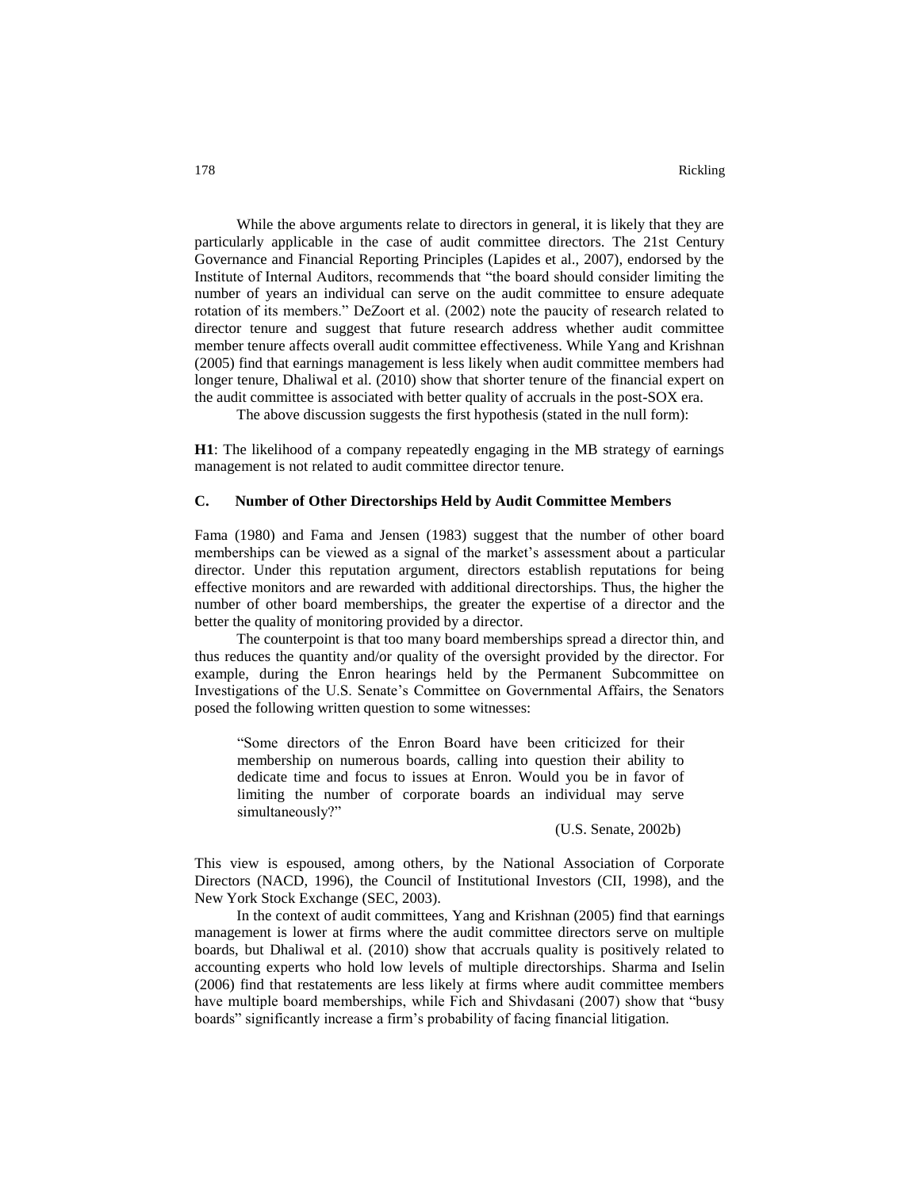While the above arguments relate to directors in general, it is likely that they are particularly applicable in the case of audit committee directors. The 21st Century Governance and Financial Reporting Principles (Lapides et al., 2007), endorsed by the Institute of Internal Auditors, recommends that "the board should consider limiting the number of years an individual can serve on the audit committee to ensure adequate rotation of its members." DeZoort et al. (2002) note the paucity of research related to director tenure and suggest that future research address whether audit committee member tenure affects overall audit committee effectiveness. While Yang and Krishnan (2005) find that earnings management is less likely when audit committee members had longer tenure, Dhaliwal et al. (2010) show that shorter tenure of the financial expert on the audit committee is associated with better quality of accruals in the post-SOX era.

The above discussion suggests the first hypothesis (stated in the null form):

**H1**: The likelihood of a company repeatedly engaging in the MB strategy of earnings management is not related to audit committee director tenure.

### C. Number of Other Directorships Held by Audit Committee Members

Fama (1980) and Fama and Jensen (1983) suggest that the number of other board memberships can be viewed as a signal of the market's assessment about a particular director. Under this reputation argument, directors establish reputations for being effective monitors and are rewarded with additional directorships. Thus, the higher the number of other board memberships, the greater the expertise of a director and the better the quality of monitoring provided by a director.

The counterpoint is that too many board memberships spread a director thin, and thus reduces the quantity and/or quality of the oversight provided by the director. For example, during the Enron hearings held by the Permanent Subcommittee on Investigations of the U.S. Senate's Committee on Governmental Affairs, the Senators posed the following written question to some witnesses:

> "Some directors of the Enron Board have been criticized for their membership on numerous boards, calling into question their ability to dedicate time and focus to issues at Enron. Would you be in favor of limiting the number of corporate boards an individual may serve simultaneously?"
>
> (U.S. Senate, 2002b)

This view is espoused, among others, by the National Association of Corporate Directors (NACD, 1996), the Council of Institutional Investors (CII, 1998), and the New York Stock Exchange (SEC, 2003).

In the context of audit committees, Yang and Krishnan (2005) find that earnings management is lower at firms where the audit committee directors serve on multiple boards, but Dhaliwal et al. (2010) show that accruals quality is positively related to accounting experts who hold low levels of multiple directorships. Sharma and Iselin (2006) find that restatements are less likely at firms where audit committee members have multiple board memberships, while Fich and Shivdasani (2007) show that "busy boards" significantly increase a firm's probability of facing financial litigation.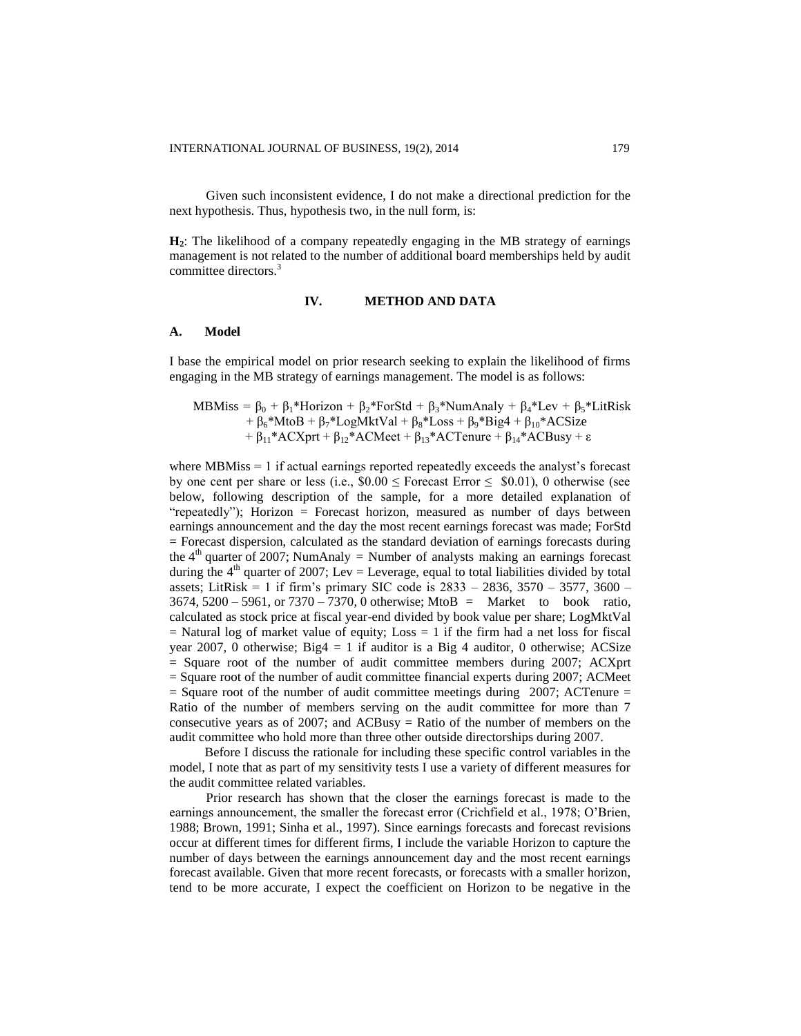Given such inconsistent evidence, I do not make a directional prediction for the next hypothesis. Thus, hypothesis two, in the null form, is:

**$H_2$**: The likelihood of a company repeatedly engaging in the MB strategy of earnings management is not related to the number of additional board memberships held by audit committee directors.[3]

## IV. METHOD AND DATA

### A. Model

I base the empirical model on prior research seeking to explain the likelihood of firms engaging in the MB strategy of earnings management. The model is as follows:

$$
\begin{aligned}
MBMiss = \beta_0 &+ \beta_1{*}Horizon + \beta_2{*}ForStd + \beta_3{*}NumAnaly + \beta_4{*}Lev + \beta_5{*}LitRisk \\
&+ \beta_6{*}MtoB + \beta_7{*}LogMktVal + \beta_8{*}Loss + \beta_9{*}Big4 + \beta_{10}{*}ACSize \\
&+ \beta_{11}{*}ACXprt + \beta_{12}{*}ACMeet + \beta_{13}{*}ACTenure + \beta_{14}{*}ACBusy + \varepsilon
\end{aligned}
$$

where MBMiss = 1 if actual earnings reported repeatedly exceeds the analyst's forecast by one cent per share or less (i.e., $\$0.00 \leq$ Forecast Error $\leq$ \$0.01), 0 otherwise (see below, following description of the sample, for a more detailed explanation of "repeatedly"); Horizon = Forecast horizon, measured as number of days between earnings announcement and the day the most recent earnings forecast was made; ForStd = Forecast dispersion, calculated as the standard deviation of earnings forecasts during the 4[th] quarter of 2007; NumAnaly = Number of analysts making an earnings forecast during the 4[th] quarter of 2007; Lev = Leverage, equal to total liabilities divided by total assets; LitRisk = 1 if firm's primary SIC code is 2833 – 2836, 3570 – 3577, 3600 – 3674, 5200 – 5961, or 7370 – 7370, 0 otherwise; MtoB = Market to book ratio, calculated as stock price at fiscal year-end divided by book value per share; LogMktVal = Natural log of market value of equity; Loss = 1 if the firm had a net loss for fiscal year 2007, 0 otherwise; Big4 = 1 if auditor is a Big 4 auditor, 0 otherwise; ACSize = Square root of the number of audit committee members during 2007; ACXprt = Square root of the number of audit committee financial experts during 2007; ACMeet = Square root of the number of audit committee meetings during 2007; ACTenure = Ratio of the number of members serving on the audit committee for more than 7 consecutive years as of 2007; and ACBusy = Ratio of the number of members on the audit committee who hold more than three other outside directorships during 2007.

Before I discuss the rationale for including these specific control variables in the model, I note that as part of my sensitivity tests I use a variety of different measures for the audit committee related variables.

Prior research has shown that the closer the earnings forecast is made to the earnings announcement, the smaller the forecast error (Crichfield et al., 1978; O'Brien, 1988; Brown, 1991; Sinha et al., 1997). Since earnings forecasts and forecast revisions occur at different times for different firms, I include the variable Horizon to capture the number of days between the earnings announcement day and the most recent earnings forecast available. Given that more recent forecasts, or forecasts with a smaller horizon, tend to be more accurate, I expect the coefficient on Horizon to be negative in the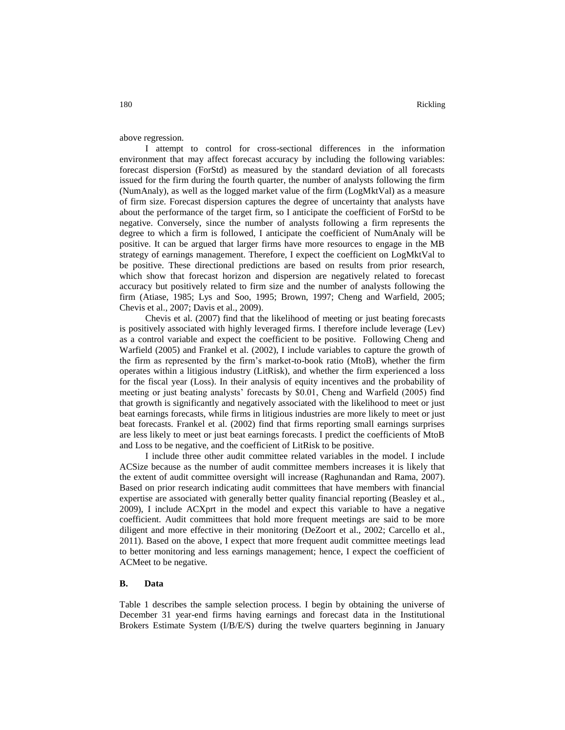above regression.

I attempt to control for cross-sectional differences in the information environment that may affect forecast accuracy by including the following variables: forecast dispersion (ForStd) as measured by the standard deviation of all forecasts issued for the firm during the fourth quarter, the number of analysts following the firm (NumAnaly), as well as the logged market value of the firm (LogMktVal) as a measure of firm size. Forecast dispersion captures the degree of uncertainty that analysts have about the performance of the target firm, so I anticipate the coefficient of ForStd to be negative. Conversely, since the number of analysts following a firm represents the degree to which a firm is followed, I anticipate the coefficient of NumAnaly will be positive. It can be argued that larger firms have more resources to engage in the MB strategy of earnings management. Therefore, I expect the coefficient on LogMktVal to be positive. These directional predictions are based on results from prior research, which show that forecast horizon and dispersion are negatively related to forecast accuracy but positively related to firm size and the number of analysts following the firm (Atiase, 1985; Lys and Soo, 1995; Brown, 1997; Cheng and Warfield, 2005; Chevis et al., 2007; Davis et al., 2009).

Chevis et al. (2007) find that the likelihood of meeting or just beating forecasts is positively associated with highly leveraged firms. I therefore include leverage (Lev) as a control variable and expect the coefficient to be positive. Following Cheng and Warfield (2005) and Frankel et al. (2002), I include variables to capture the growth of the firm as represented by the firm's market-to-book ratio (MtoB), whether the firm operates within a litigious industry (LitRisk), and whether the firm experienced a loss for the fiscal year (Loss). In their analysis of equity incentives and the probability of meeting or just beating analysts' forecasts by $0.01, Cheng and Warfield (2005) find that growth is significantly and negatively associated with the likelihood to meet or just beat earnings forecasts, while firms in litigious industries are more likely to meet or just beat forecasts. Frankel et al. (2002) find that firms reporting small earnings surprises are less likely to meet or just beat earnings forecasts. I predict the coefficients of MtoB and Loss to be negative, and the coefficient of LitRisk to be positive.

I include three other audit committee related variables in the model. I include ACSize because as the number of audit committee members increases it is likely that the extent of audit committee oversight will increase (Raghunandan and Rama, 2007). Based on prior research indicating audit committees that have members with financial expertise are associated with generally better quality financial reporting (Beasley et al., 2009), I include ACXprt in the model and expect this variable to have a negative coefficient. Audit committees that hold more frequent meetings are said to be more diligent and more effective in their monitoring (DeZoort et al., 2002; Carcello et al., 2011). Based on the above, I expect that more frequent audit committee meetings lead to better monitoring and less earnings management; hence, I expect the coefficient of ACMeet to be negative.

### B. Data

Table 1 describes the sample selection process. I begin by obtaining the universe of December 31 year-end firms having earnings and forecast data in the Institutional Brokers Estimate System (I/B/E/S) during the twelve quarters beginning in January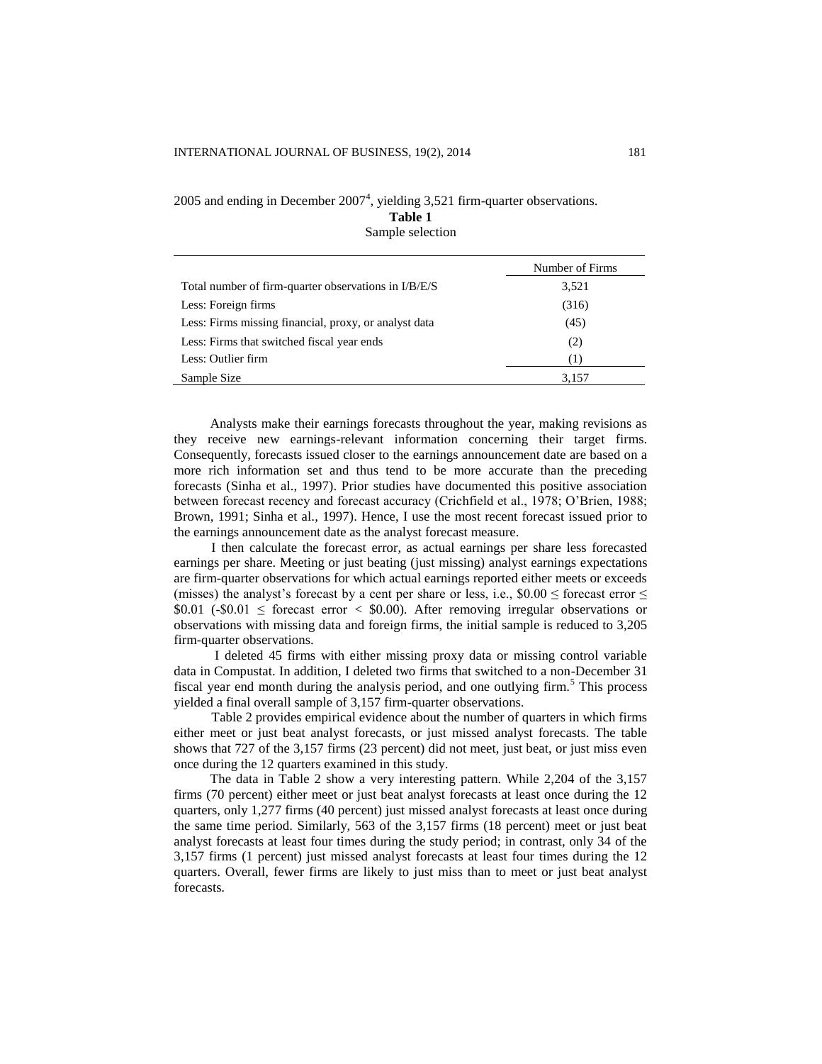2005 and ending in December 2007[4], yielding 3,521 firm-quarter observations.

**Table 1**
Sample selection

| | Number of Firms |
|---|---|
| Total number of firm-quarter observations in I/B/E/S | 3,521 |
| Less: Foreign firms | (316) |
| Less: Firms missing financial, proxy, or analyst data | (45) |
| Less: Firms that switched fiscal year ends | (2) |
| Less: Outlier firm | (1) |
| Sample Size | 3,157 |

Analysts make their earnings forecasts throughout the year, making revisions as they receive new earnings-relevant information concerning their target firms. Consequently, forecasts issued closer to the earnings announcement date are based on a more rich information set and thus tend to be more accurate than the preceding forecasts (Sinha et al., 1997). Prior studies have documented this positive association between forecast recency and forecast accuracy (Crichfield et al., 1978; O'Brien, 1988; Brown, 1991; Sinha et al., 1997). Hence, I use the most recent forecast issued prior to the earnings announcement date as the analyst forecast measure.

I then calculate the forecast error, as actual earnings per share less forecasted earnings per share. Meeting or just beating (just missing) analyst earnings expectations are firm-quarter observations for which actual earnings reported either meets or exceeds (misses) the analyst's forecast by a cent per share or less, i.e., $\$0.00 \leq$ forecast error $\leq \$0.01$ ($-\$0.01 \leq$ forecast error $< \$0.00$). After removing irregular observations or observations with missing data and foreign firms, the initial sample is reduced to 3,205 firm-quarter observations.

I deleted 45 firms with either missing proxy data or missing control variable data in Compustat. In addition, I deleted two firms that switched to a non-December 31 fiscal year end month during the analysis period, and one outlying firm.[5] This process yielded a final overall sample of 3,157 firm-quarter observations.

Table 2 provides empirical evidence about the number of quarters in which firms either meet or just beat analyst forecasts, or just missed analyst forecasts. The table shows that 727 of the 3,157 firms (23 percent) did not meet, just beat, or just miss even once during the 12 quarters examined in this study.

The data in Table 2 show a very interesting pattern. While 2,204 of the 3,157 firms (70 percent) either meet or just beat analyst forecasts at least once during the 12 quarters, only 1,277 firms (40 percent) just missed analyst forecasts at least once during the same time period. Similarly, 563 of the 3,157 firms (18 percent) meet or just beat analyst forecasts at least four times during the study period; in contrast, only 34 of the 3,157 firms (1 percent) just missed analyst forecasts at least four times during the 12 quarters. Overall, fewer firms are likely to just miss than to meet or just beat analyst forecasts.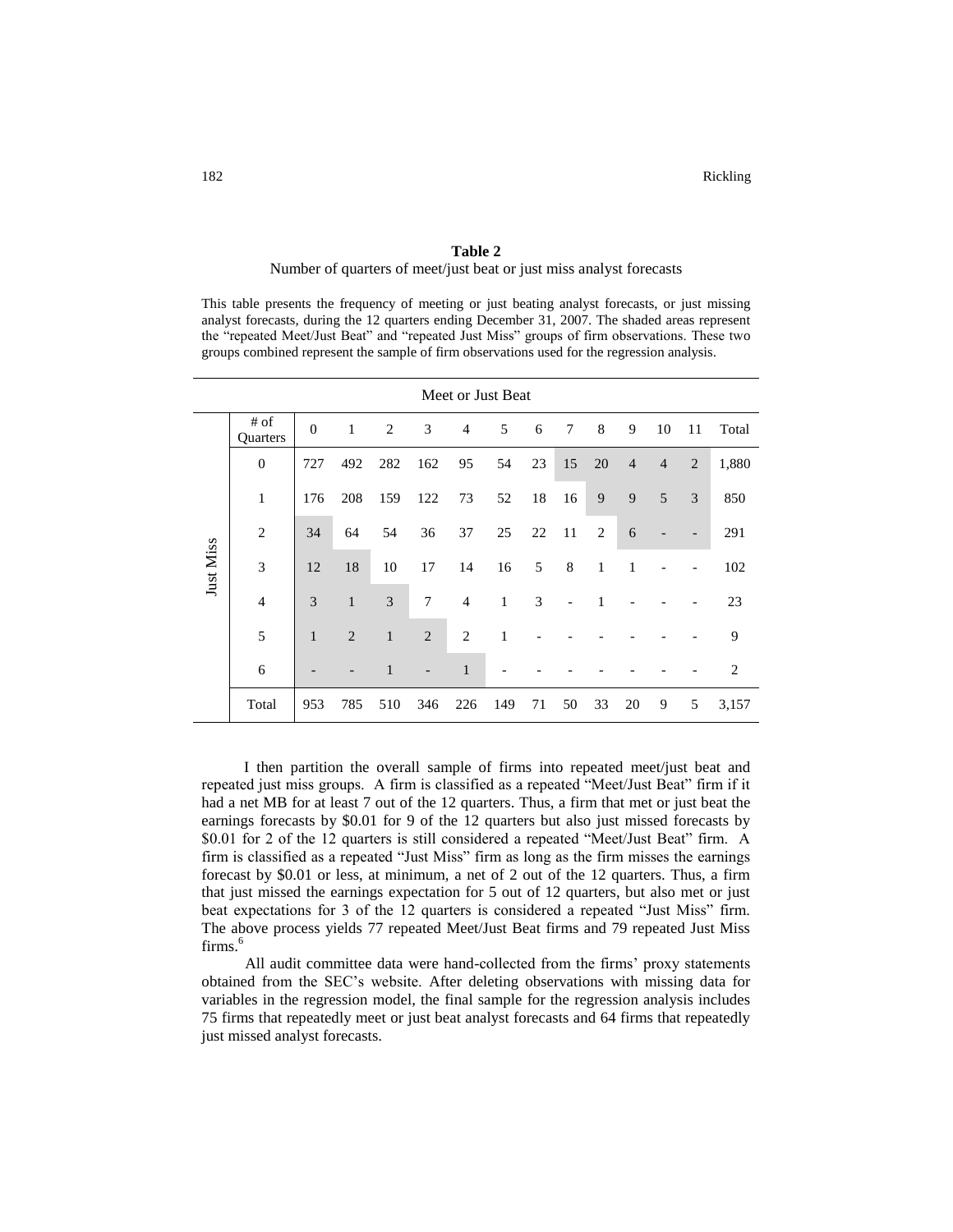**Table 2**

Number of quarters of meet/just beat or just miss analyst forecasts

This table presents the frequency of meeting or just beating analyst forecasts, or just missing analyst forecasts, during the 12 quarters ending December 31, 2007. The shaded areas represent the "repeated Meet/Just Beat" and "repeated Just Miss" groups of firm observations. These two groups combined represent the sample of firm observations used for the regression analysis.

| | | Meet or Just Beat | | | | | | | | | | | | |
|---|---|---|---|---|---|---|---|---|---|---|---|---|---|---|
| | # of Quarters | 0 | 1 | 2 | 3 | 4 | 5 | 6 | 7 | 8 | 9 | 10 | 11 | Total |
| Just Miss | 0 | 727 | 492 | 282 | 162 | 95 | 54 | 23 | 15 | 20 | 4 | 4 | 2 | 1,880 |
| | 1 | 176 | 208 | 159 | 122 | 73 | 52 | 18 | 16 | 9 | 9 | 5 | 3 | 850 |
| | 2 | 34 | 64 | 54 | 36 | 37 | 25 | 22 | 11 | 2 | 6 | - | - | 291 |
| | 3 | 12 | 18 | 10 | 17 | 14 | 16 | 5 | 8 | 1 | 1 | - | - | 102 |
| | 4 | 3 | 1 | 3 | 7 | 4 | 1 | 3 | - | 1 | - | - | - | 23 |
| | 5 | 1 | 2 | 1 | 2 | 2 | 1 | - | - | - | - | - | - | 9 |
| | 6 | - | - | 1 | - | 1 | - | - | - | - | - | - | - | 2 |
| | Total | 953 | 785 | 510 | 346 | 226 | 149 | 71 | 50 | 33 | 20 | 9 | 5 | 3,157 |

I then partition the overall sample of firms into repeated meet/just beat and repeated just miss groups. A firm is classified as a repeated "Meet/Just Beat" firm if it had a net MB for at least 7 out of the 12 quarters. Thus, a firm that met or just beat the earnings forecasts by \$0.01 for 9 of the 12 quarters but also just missed forecasts by \$0.01 for 2 of the 12 quarters is still considered a repeated "Meet/Just Beat" firm. A firm is classified as a repeated "Just Miss" firm as long as the firm misses the earnings forecast by \$0.01 or less, at minimum, a net of 2 out of the 12 quarters. Thus, a firm that just missed the earnings expectation for 5 out of 12 quarters, but also met or just beat expectations for 3 of the 12 quarters is considered a repeated "Just Miss" firm. The above process yields 77 repeated Meet/Just Beat firms and 79 repeated Just Miss firms.[6]

All audit committee data were hand-collected from the firms' proxy statements obtained from the SEC's website. After deleting observations with missing data for variables in the regression model, the final sample for the regression analysis includes 75 firms that repeatedly meet or just beat analyst forecasts and 64 firms that repeatedly just missed analyst forecasts.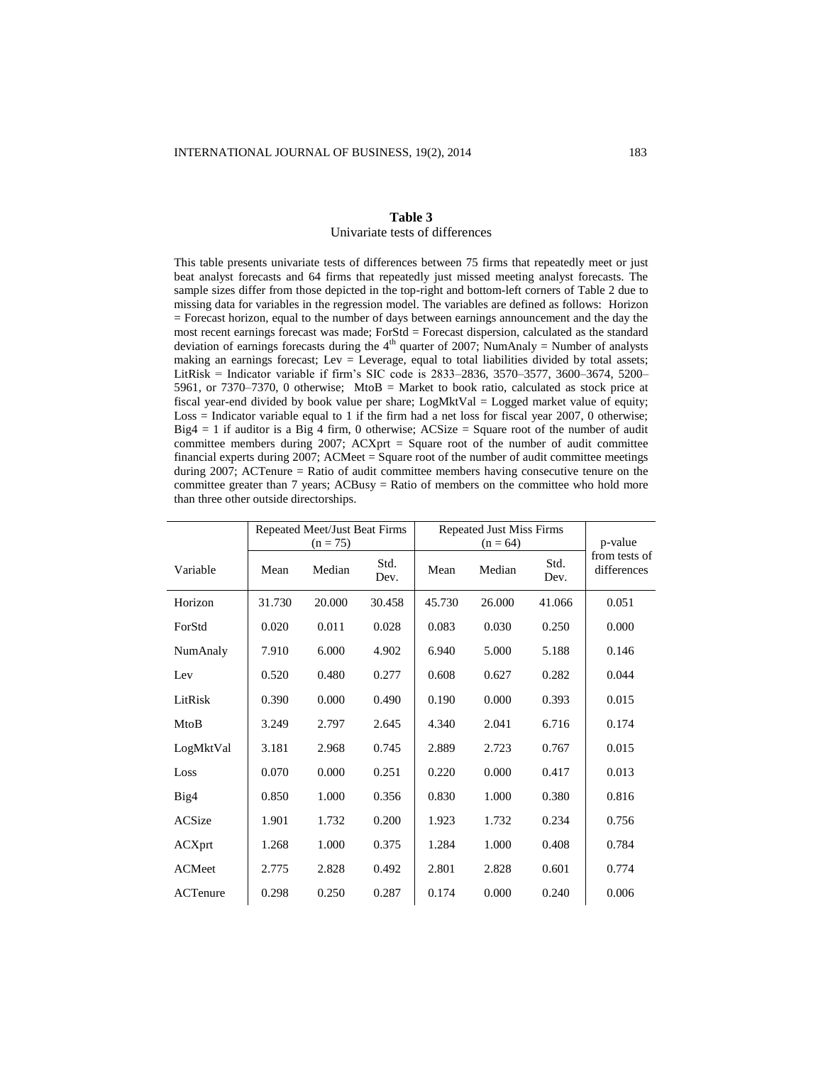**Table 3**
Univariate tests of differences

This table presents univariate tests of differences between 75 firms that repeatedly meet or just beat analyst forecasts and 64 firms that repeatedly just missed meeting analyst forecasts. The sample sizes differ from those depicted in the top-right and bottom-left corners of Table 2 due to missing data for variables in the regression model. The variables are defined as follows: Horizon = Forecast horizon, equal to the number of days between earnings announcement and the day the most recent earnings forecast was made; ForStd = Forecast dispersion, calculated as the standard deviation of earnings forecasts during the 4$^{th}$ quarter of 2007; NumAnaly = Number of analysts making an earnings forecast; Lev = Leverage, equal to total liabilities divided by total assets; LitRisk = Indicator variable if firm's SIC code is 2833–2836, 3570–3577, 3600–3674, 5200–5961, or 7370–7370, 0 otherwise; MtoB = Market to book ratio, calculated as stock price at fiscal year-end divided by book value per share; LogMktVal = Logged market value of equity; Loss = Indicator variable equal to 1 if the firm had a net loss for fiscal year 2007, 0 otherwise; Big4 = 1 if auditor is a Big 4 firm, 0 otherwise; ACSize = Square root of the number of audit committee members during 2007; ACXprt = Square root of the number of audit committee financial experts during 2007; ACMeet = Square root of the number of audit committee meetings during 2007; ACTenure = Ratio of audit committee members having consecutive tenure on the committee greater than 7 years; ACBusy = Ratio of members on the committee who hold more than three other outside directorships.

| | Repeated Meet/Just Beat Firms (n = 75) | | | Repeated Just Miss Firms (n = 64) | | | p-value |
|---|---|---|---|---|---|---|---|
| Variable | Mean | Median | Std. Dev. | Mean | Median | Std. Dev. | from tests of differences |
| Horizon | 31.730 | 20.000 | 30.458 | 45.730 | 26.000 | 41.066 | 0.051 |
| ForStd | 0.020 | 0.011 | 0.028 | 0.083 | 0.030 | 0.250 | 0.000 |
| NumAnaly | 7.910 | 6.000 | 4.902 | 6.940 | 5.000 | 5.188 | 0.146 |
| Lev | 0.520 | 0.480 | 0.277 | 0.608 | 0.627 | 0.282 | 0.044 |
| LitRisk | 0.390 | 0.000 | 0.490 | 0.190 | 0.000 | 0.393 | 0.015 |
| MtoB | 3.249 | 2.797 | 2.645 | 4.340 | 2.041 | 6.716 | 0.174 |
| LogMktVal | 3.181 | 2.968 | 0.745 | 2.889 | 2.723 | 0.767 | 0.015 |
| Loss | 0.070 | 0.000 | 0.251 | 0.220 | 0.000 | 0.417 | 0.013 |
| Big4 | 0.850 | 1.000 | 0.356 | 0.830 | 1.000 | 0.380 | 0.816 |
| ACSize | 1.901 | 1.732 | 0.200 | 1.923 | 1.732 | 0.234 | 0.756 |
| ACXprt | 1.268 | 1.000 | 0.375 | 1.284 | 1.000 | 0.408 | 0.784 |
| ACMeet | 2.775 | 2.828 | 0.492 | 2.801 | 2.828 | 0.601 | 0.774 |
| ACTenure | 0.298 | 0.250 | 0.287 | 0.174 | 0.000 | 0.240 | 0.006 |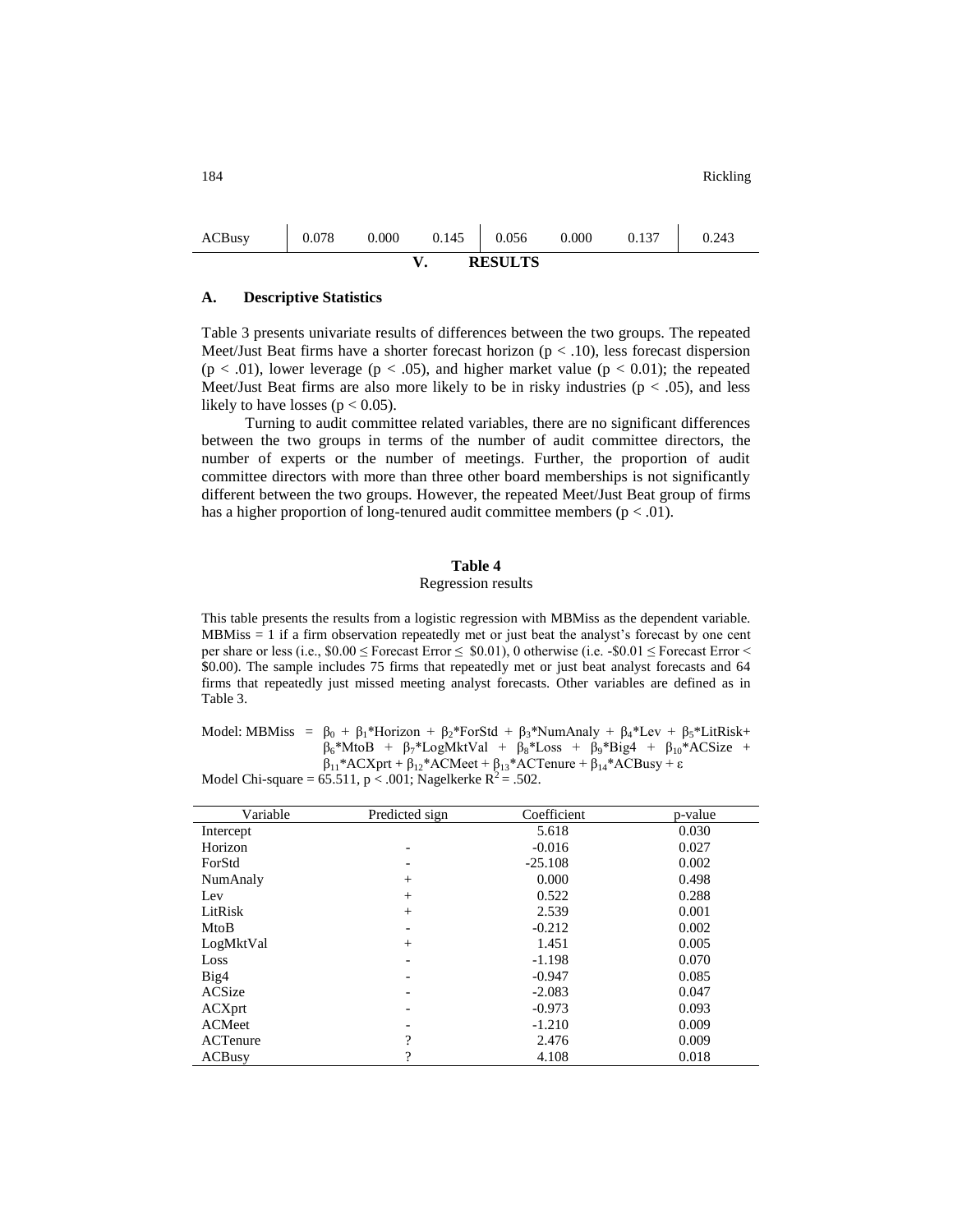| ACBusy | 0.078 | 0.000 | 0.145 | 0.056 | 0.000 | 0.137 | 0.243 |
|---|---|---|---|---|---|---|---|

## V. RESULTS

### A. Descriptive Statistics

Table 3 presents univariate results of differences between the two groups. The repeated Meet/Just Beat firms have a shorter forecast horizon ($p < .10$), less forecast dispersion ($p < .01$), lower leverage ($p < .05$), and higher market value ($p < 0.01$); the repeated Meet/Just Beat firms are also more likely to be in risky industries ($p < .05$), and less likely to have losses ($p < 0.05$).

Turning to audit committee related variables, there are no significant differences between the two groups in terms of the number of audit committee directors, the number of experts or the number of meetings. Further, the proportion of audit committee directors with more than three other board memberships is not significantly different between the two groups. However, the repeated Meet/Just Beat group of firms has a higher proportion of long-tenured audit committee members ($p < .01$).

**Table 4**

Regression results

This table presents the results from a logistic regression with MBMiss as the dependent variable. MBMiss = 1 if a firm observation repeatedly met or just beat the analyst's forecast by one cent per share or less (i.e., $\$0.00 \leq$ Forecast Error $\leq$ $0.01), 0 otherwise (i.e. -$0.01 $\leq$ Forecast Error < $0.00). The sample includes 75 firms that repeatedly met or just beat analyst forecasts and 64 firms that repeatedly just missed meeting analyst forecasts. Other variables are defined as in Table 3.

Model: $MBMiss = \beta_0 + \beta_1{*}Horizon + \beta_2{*}ForStd + \beta_3{*}NumAnaly + \beta_4{*}Lev + \beta_5{*}LitRisk + \beta_6{*}MtoB + \beta_7{*}LogMktVal + \beta_8{*}Loss + \beta_9{*}Big4 + \beta_{10}{*}ACSize + \beta_{11}{*}ACXprt + \beta_{12}{*}ACMeet + \beta_{13}{*}ACTenure + \beta_{14}{*}ACBusy + \varepsilon$

Model Chi-square = 65.511, $p < .001$; Nagelkerke $R^2 = .502$.

| Variable | Predicted sign | Coefficient | p-value |
|---|---|---|---|
| Intercept | | 5.618 | 0.030 |
| Horizon | - | -0.016 | 0.027 |
| ForStd | - | -25.108 | 0.002 |
| NumAnaly | + | 0.000 | 0.498 |
| Lev | + | 0.522 | 0.288 |
| LitRisk | + | 2.539 | 0.001 |
| MtoB | - | -0.212 | 0.002 |
| LogMktVal | + | 1.451 | 0.005 |
| Loss | - | -1.198 | 0.070 |
| Big4 | - | -0.947 | 0.085 |
| ACSize | - | -2.083 | 0.047 |
| ACXprt | - | -0.973 | 0.093 |
| ACMeet | - | -1.210 | 0.009 |
| ACTenure | ? | 2.476 | 0.009 |
| ACBusy | ? | 4.108 | 0.018 |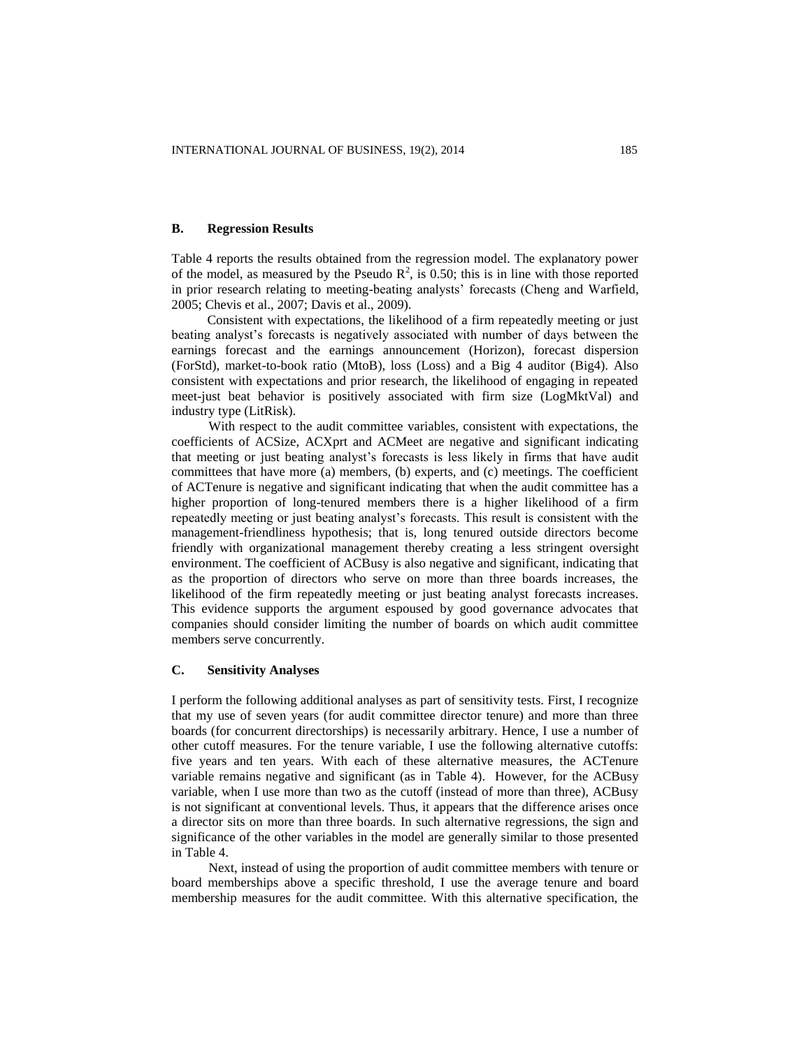### B. Regression Results

Table 4 reports the results obtained from the regression model. The explanatory power of the model, as measured by the Pseudo $R^2$, is 0.50; this is in line with those reported in prior research relating to meeting-beating analysts' forecasts (Cheng and Warfield, 2005; Chevis et al., 2007; Davis et al., 2009).

Consistent with expectations, the likelihood of a firm repeatedly meeting or just beating analyst's forecasts is negatively associated with number of days between the earnings forecast and the earnings announcement (Horizon), forecast dispersion (ForStd), market-to-book ratio (MtoB), loss (Loss) and a Big 4 auditor (Big4). Also consistent with expectations and prior research, the likelihood of engaging in repeated meet-just beat behavior is positively associated with firm size (LogMktVal) and industry type (LitRisk).

With respect to the audit committee variables, consistent with expectations, the coefficients of ACSize, ACXprt and ACMeet are negative and significant indicating that meeting or just beating analyst's forecasts is less likely in firms that have audit committees that have more (a) members, (b) experts, and (c) meetings. The coefficient of ACTenure is negative and significant indicating that when the audit committee has a higher proportion of long-tenured members there is a higher likelihood of a firm repeatedly meeting or just beating analyst's forecasts. This result is consistent with the management-friendliness hypothesis; that is, long tenured outside directors become friendly with organizational management thereby creating a less stringent oversight environment. The coefficient of ACBusy is also negative and significant, indicating that as the proportion of directors who serve on more than three boards increases, the likelihood of the firm repeatedly meeting or just beating analyst forecasts increases. This evidence supports the argument espoused by good governance advocates that companies should consider limiting the number of boards on which audit committee members serve concurrently.

### C. Sensitivity Analyses

I perform the following additional analyses as part of sensitivity tests. First, I recognize that my use of seven years (for audit committee director tenure) and more than three boards (for concurrent directorships) is necessarily arbitrary. Hence, I use a number of other cutoff measures. For the tenure variable, I use the following alternative cutoffs: five years and ten years. With each of these alternative measures, the ACTenure variable remains negative and significant (as in Table 4). However, for the ACBusy variable, when I use more than two as the cutoff (instead of more than three), ACBusy is not significant at conventional levels. Thus, it appears that the difference arises once a director sits on more than three boards. In such alternative regressions, the sign and significance of the other variables in the model are generally similar to those presented in Table 4.

Next, instead of using the proportion of audit committee members with tenure or board memberships above a specific threshold, I use the average tenure and board membership measures for the audit committee. With this alternative specification, the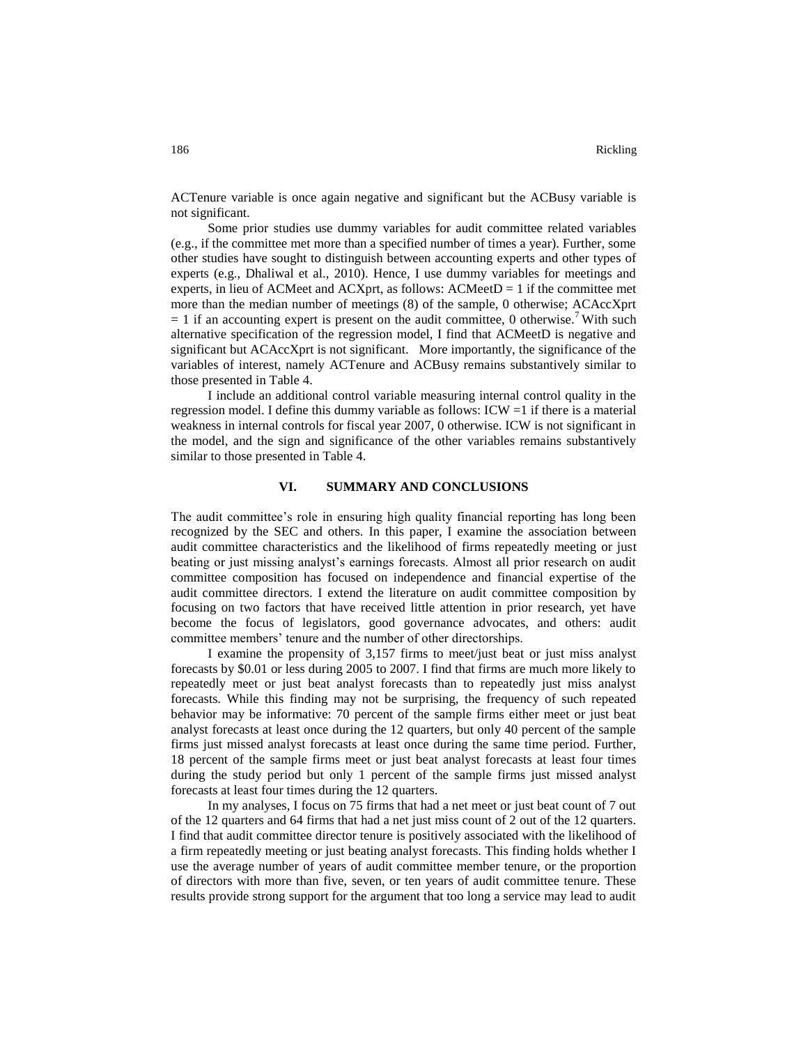ACTenure variable is once again negative and significant but the ACBusy variable is not significant.

Some prior studies use dummy variables for audit committee related variables (e.g., if the committee met more than a specified number of times a year). Further, some other studies have sought to distinguish between accounting experts and other types of experts (e.g., Dhaliwal et al., 2010). Hence, I use dummy variables for meetings and experts, in lieu of ACMeet and ACXprt, as follows: ACMeetD = 1 if the committee met more than the median number of meetings (8) of the sample, 0 otherwise; ACAccXprt = 1 if an accounting expert is present on the audit committee, 0 otherwise.[7] With such alternative specification of the regression model, I find that ACMeetD is negative and significant but ACAccXprt is not significant. More importantly, the significance of the variables of interest, namely ACTenure and ACBusy remains substantively similar to those presented in Table 4.

I include an additional control variable measuring internal control quality in the regression model. I define this dummy variable as follows: ICW =1 if there is a material weakness in internal controls for fiscal year 2007, 0 otherwise. ICW is not significant in the model, and the sign and significance of the other variables remains substantively similar to those presented in Table 4.

## VI. SUMMARY AND CONCLUSIONS

The audit committee's role in ensuring high quality financial reporting has long been recognized by the SEC and others. In this paper, I examine the association between audit committee characteristics and the likelihood of firms repeatedly meeting or just beating or just missing analyst's earnings forecasts. Almost all prior research on audit committee composition has focused on independence and financial expertise of the audit committee directors. I extend the literature on audit committee composition by focusing on two factors that have received little attention in prior research, yet have become the focus of legislators, good governance advocates, and others: audit committee members' tenure and the number of other directorships.

I examine the propensity of 3,157 firms to meet/just beat or just miss analyst forecasts by \$0.01 or less during 2005 to 2007. I find that firms are much more likely to repeatedly meet or just beat analyst forecasts than to repeatedly just miss analyst forecasts. While this finding may not be surprising, the frequency of such repeated behavior may be informative: 70 percent of the sample firms either meet or just beat analyst forecasts at least once during the 12 quarters, but only 40 percent of the sample firms just missed analyst forecasts at least once during the same time period. Further, 18 percent of the sample firms meet or just beat analyst forecasts at least four times during the study period but only 1 percent of the sample firms just missed analyst forecasts at least four times during the 12 quarters.

In my analyses, I focus on 75 firms that had a net meet or just beat count of 7 out of the 12 quarters and 64 firms that had a net just miss count of 2 out of the 12 quarters. I find that audit committee director tenure is positively associated with the likelihood of a firm repeatedly meeting or just beating analyst forecasts. This finding holds whether I use the average number of years of audit committee member tenure, or the proportion of directors with more than five, seven, or ten years of audit committee tenure. These results provide strong support for the argument that too long a service may lead to audit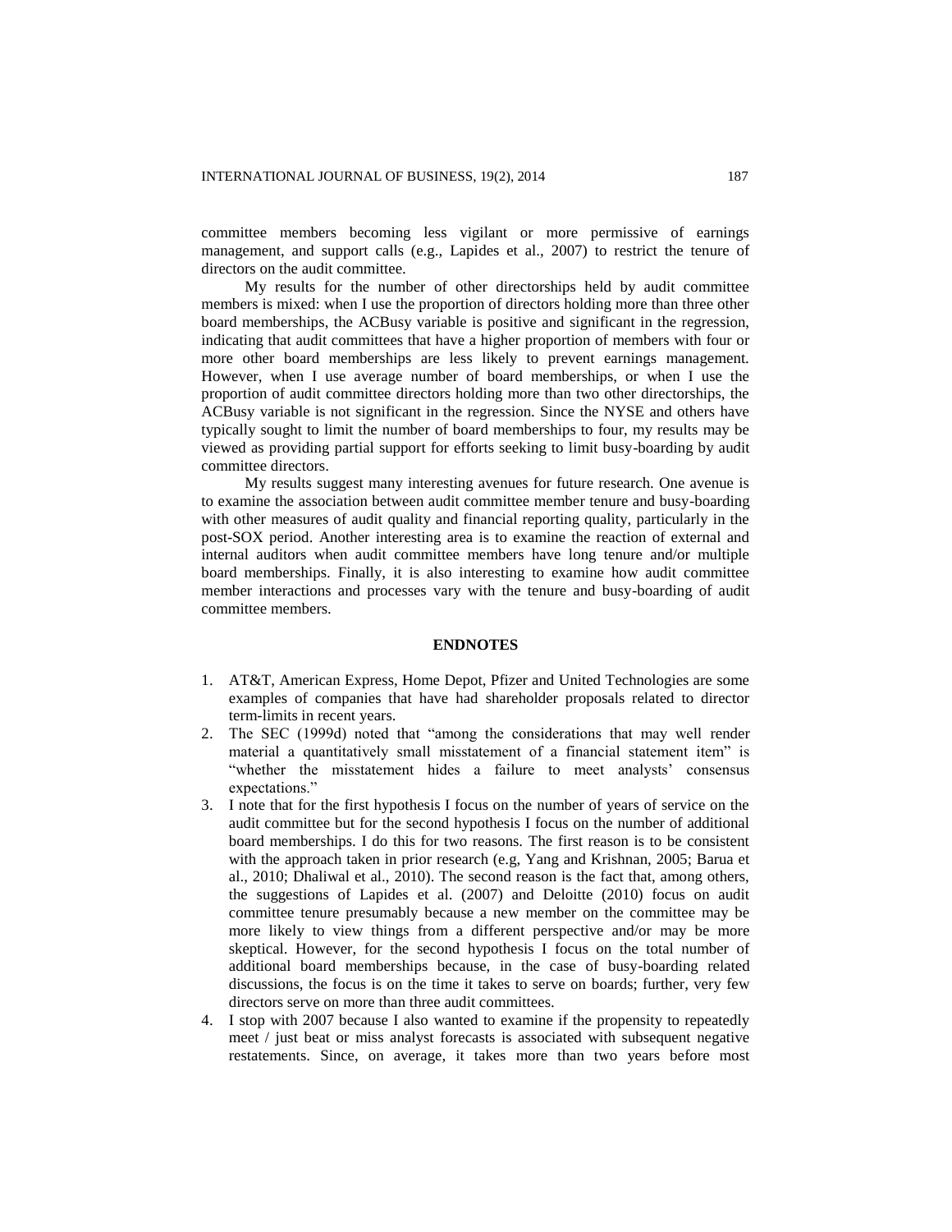committee members becoming less vigilant or more permissive of earnings management, and support calls (e.g., Lapides et al., 2007) to restrict the tenure of directors on the audit committee.

My results for the number of other directorships held by audit committee members is mixed: when I use the proportion of directors holding more than three other board memberships, the ACBusy variable is positive and significant in the regression, indicating that audit committees that have a higher proportion of members with four or more other board memberships are less likely to prevent earnings management. However, when I use average number of board memberships, or when I use the proportion of audit committee directors holding more than two other directorships, the ACBusy variable is not significant in the regression. Since the NYSE and others have typically sought to limit the number of board memberships to four, my results may be viewed as providing partial support for efforts seeking to limit busy-boarding by audit committee directors.

My results suggest many interesting avenues for future research. One avenue is to examine the association between audit committee member tenure and busy-boarding with other measures of audit quality and financial reporting quality, particularly in the post-SOX period. Another interesting area is to examine the reaction of external and internal auditors when audit committee members have long tenure and/or multiple board memberships. Finally, it is also interesting to examine how audit committee member interactions and processes vary with the tenure and busy-boarding of audit committee members.

## ENDNOTES

1. AT&T, American Express, Home Depot, Pfizer and United Technologies are some examples of companies that have had shareholder proposals related to director term-limits in recent years.
2. The SEC (1999d) noted that "among the considerations that may well render material a quantitatively small misstatement of a financial statement item" is "whether the misstatement hides a failure to meet analysts' consensus expectations."
3. I note that for the first hypothesis I focus on the number of years of service on the audit committee but for the second hypothesis I focus on the number of additional board memberships. I do this for two reasons. The first reason is to be consistent with the approach taken in prior research (e.g, Yang and Krishnan, 2005; Barua et al., 2010; Dhaliwal et al., 2010). The second reason is the fact that, among others, the suggestions of Lapides et al. (2007) and Deloitte (2010) focus on audit committee tenure presumably because a new member on the committee may be more likely to view things from a different perspective and/or may be more skeptical. However, for the second hypothesis I focus on the total number of additional board memberships because, in the case of busy-boarding related discussions, the focus is on the time it takes to serve on boards; further, very few directors serve on more than three audit committees.
4. I stop with 2007 because I also wanted to examine if the propensity to repeatedly meet / just beat or miss analyst forecasts is associated with subsequent negative restatements. Since, on average, it takes more than two years before most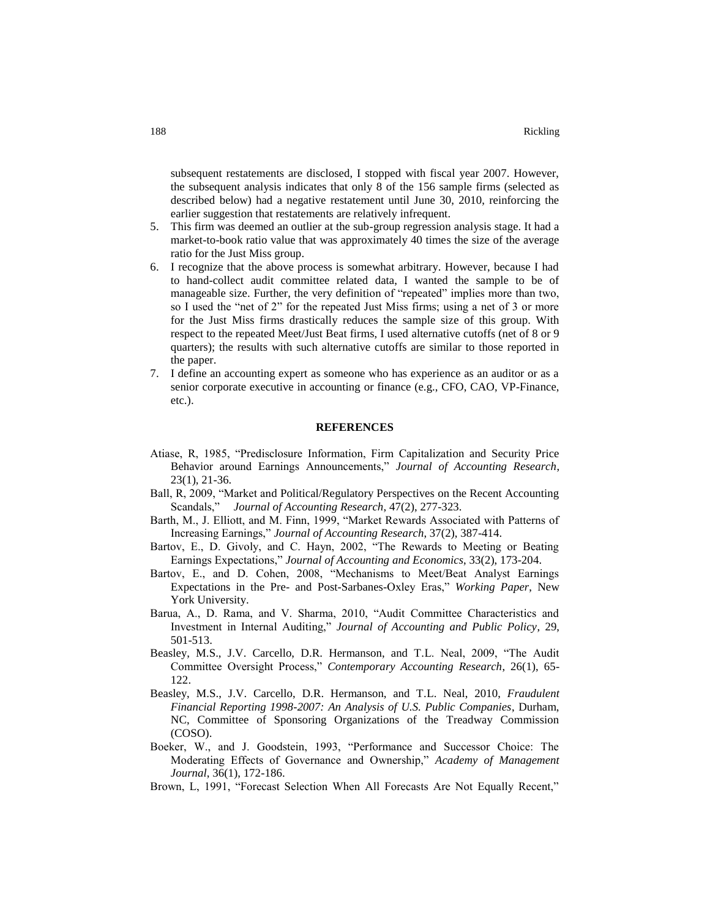subsequent restatements are disclosed, I stopped with fiscal year 2007. However, the subsequent analysis indicates that only 8 of the 156 sample firms (selected as described below) had a negative restatement until June 30, 2010, reinforcing the earlier suggestion that restatements are relatively infrequent.

5. This firm was deemed an outlier at the sub-group regression analysis stage. It had a market-to-book ratio value that was approximately 40 times the size of the average ratio for the Just Miss group.
6. I recognize that the above process is somewhat arbitrary. However, because I had to hand-collect audit committee related data, I wanted the sample to be of manageable size. Further, the very definition of "repeated" implies more than two, so I used the "net of 2" for the repeated Just Miss firms; using a net of 3 or more for the Just Miss firms drastically reduces the sample size of this group. With respect to the repeated Meet/Just Beat firms, I used alternative cutoffs (net of 8 or 9 quarters); the results with such alternative cutoffs are similar to those reported in the paper.
7. I define an accounting expert as someone who has experience as an auditor or as a senior corporate executive in accounting or finance (e.g., CFO, CAO, VP-Finance, etc.).

## REFERENCES

Atiase, R, 1985, "Predisclosure Information, Firm Capitalization and Security Price Behavior around Earnings Announcements," *Journal of Accounting Research*, 23(1), 21-36.

Ball, R, 2009, "Market and Political/Regulatory Perspectives on the Recent Accounting Scandals," *Journal of Accounting Research*, 47(2), 277-323.

Barth, M., J. Elliott, and M. Finn, 1999, "Market Rewards Associated with Patterns of Increasing Earnings," *Journal of Accounting Research*, 37(2), 387-414.

Bartov, E., D. Givoly, and C. Hayn, 2002, "The Rewards to Meeting or Beating Earnings Expectations," *Journal of Accounting and Economics*, 33(2), 173-204.

Bartov, E., and D. Cohen, 2008, "Mechanisms to Meet/Beat Analyst Earnings Expectations in the Pre- and Post-Sarbanes-Oxley Eras," *Working Paper*, New York University.

Barua, A., D. Rama, and V. Sharma, 2010, "Audit Committee Characteristics and Investment in Internal Auditing," *Journal of Accounting and Public Policy*, 29, 501-513.

Beasley, M.S., J.V. Carcello, D.R. Hermanson, and T.L. Neal, 2009, "The Audit Committee Oversight Process," *Contemporary Accounting Research*, 26(1), 65-122.

Beasley, M.S., J.V. Carcello, D.R. Hermanson, and T.L. Neal, 2010, *Fraudulent Financial Reporting 1998-2007: An Analysis of U.S. Public Companies*, Durham, NC, Committee of Sponsoring Organizations of the Treadway Commission (COSO).

Boeker, W., and J. Goodstein, 1993, "Performance and Successor Choice: The Moderating Effects of Governance and Ownership," *Academy of Management Journal*, 36(1), 172-186.

Brown, L, 1991, "Forecast Selection When All Forecasts Are Not Equally Recent,"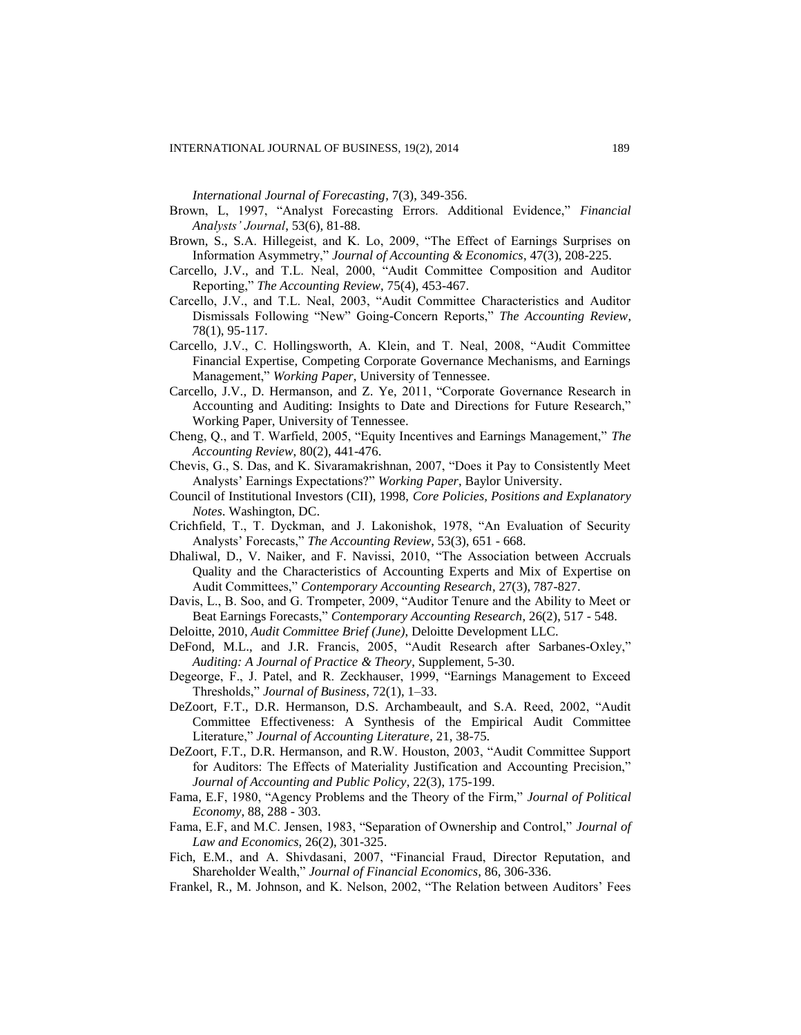*International Journal of Forecasting*, 7(3), 349-356.

Brown, L, 1997, "Analyst Forecasting Errors. Additional Evidence," *Financial Analysts' Journal*, 53(6), 81-88.

Brown, S., S.A. Hillegeist, and K. Lo, 2009, "The Effect of Earnings Surprises on Information Asymmetry," *Journal of Accounting & Economics*, 47(3), 208-225.

Carcello, J.V., and T.L. Neal, 2000, "Audit Committee Composition and Auditor Reporting," *The Accounting Review*, 75(4), 453-467.

Carcello, J.V., and T.L. Neal, 2003, "Audit Committee Characteristics and Auditor Dismissals Following "New" Going-Concern Reports," *The Accounting Review*, 78(1), 95-117.

Carcello, J.V., C. Hollingsworth, A. Klein, and T. Neal, 2008, "Audit Committee Financial Expertise, Competing Corporate Governance Mechanisms, and Earnings Management," *Working Paper*, University of Tennessee.

Carcello, J.V., D. Hermanson, and Z. Ye, 2011, "Corporate Governance Research in Accounting and Auditing: Insights to Date and Directions for Future Research," Working Paper, University of Tennessee.

Cheng, Q., and T. Warfield, 2005, "Equity Incentives and Earnings Management," *The Accounting Review*, 80(2), 441-476.

Chevis, G., S. Das, and K. Sivaramakrishnan, 2007, "Does it Pay to Consistently Meet Analysts' Earnings Expectations?" *Working Paper*, Baylor University.

Council of Institutional Investors (CII), 1998, *Core Policies, Positions and Explanatory Notes*. Washington, DC.

Crichfield, T., T. Dyckman, and J. Lakonishok, 1978, "An Evaluation of Security Analysts' Forecasts," *The Accounting Review*, 53(3), 651 - 668.

Dhaliwal, D., V. Naiker, and F. Navissi, 2010, "The Association between Accruals Quality and the Characteristics of Accounting Experts and Mix of Expertise on Audit Committees," *Contemporary Accounting Research*, 27(3), 787-827.

Davis, L., B. Soo, and G. Trompeter, 2009, "Auditor Tenure and the Ability to Meet or Beat Earnings Forecasts," *Contemporary Accounting Research*, 26(2), 517 - 548.

Deloitte, 2010, *Audit Committee Brief (June)*, Deloitte Development LLC.

DeFond, M.L., and J.R. Francis, 2005, "Audit Research after Sarbanes-Oxley," *Auditing: A Journal of Practice & Theory*, Supplement, 5-30.

Degeorge, F., J. Patel, and R. Zeckhauser, 1999, "Earnings Management to Exceed Thresholds," *Journal of Business*, 72(1), 1–33.

DeZoort, F.T., D.R. Hermanson, D.S. Archambeault, and S.A. Reed, 2002, "Audit Committee Effectiveness: A Synthesis of the Empirical Audit Committee Literature," *Journal of Accounting Literature*, 21, 38-75.

DeZoort, F.T., D.R. Hermanson, and R.W. Houston, 2003, "Audit Committee Support for Auditors: The Effects of Materiality Justification and Accounting Precision," *Journal of Accounting and Public Policy*, 22(3), 175-199.

Fama, E.F, 1980, "Agency Problems and the Theory of the Firm," *Journal of Political Economy*, 88, 288 - 303.

Fama, E.F, and M.C. Jensen, 1983, "Separation of Ownership and Control," *Journal of Law and Economics*, 26(2), 301-325.

Fich, E.M., and A. Shivdasani, 2007, "Financial Fraud, Director Reputation, and Shareholder Wealth," *Journal of Financial Economics*, 86, 306-336.

Frankel, R., M. Johnson, and K. Nelson, 2002, "The Relation between Auditors' Fees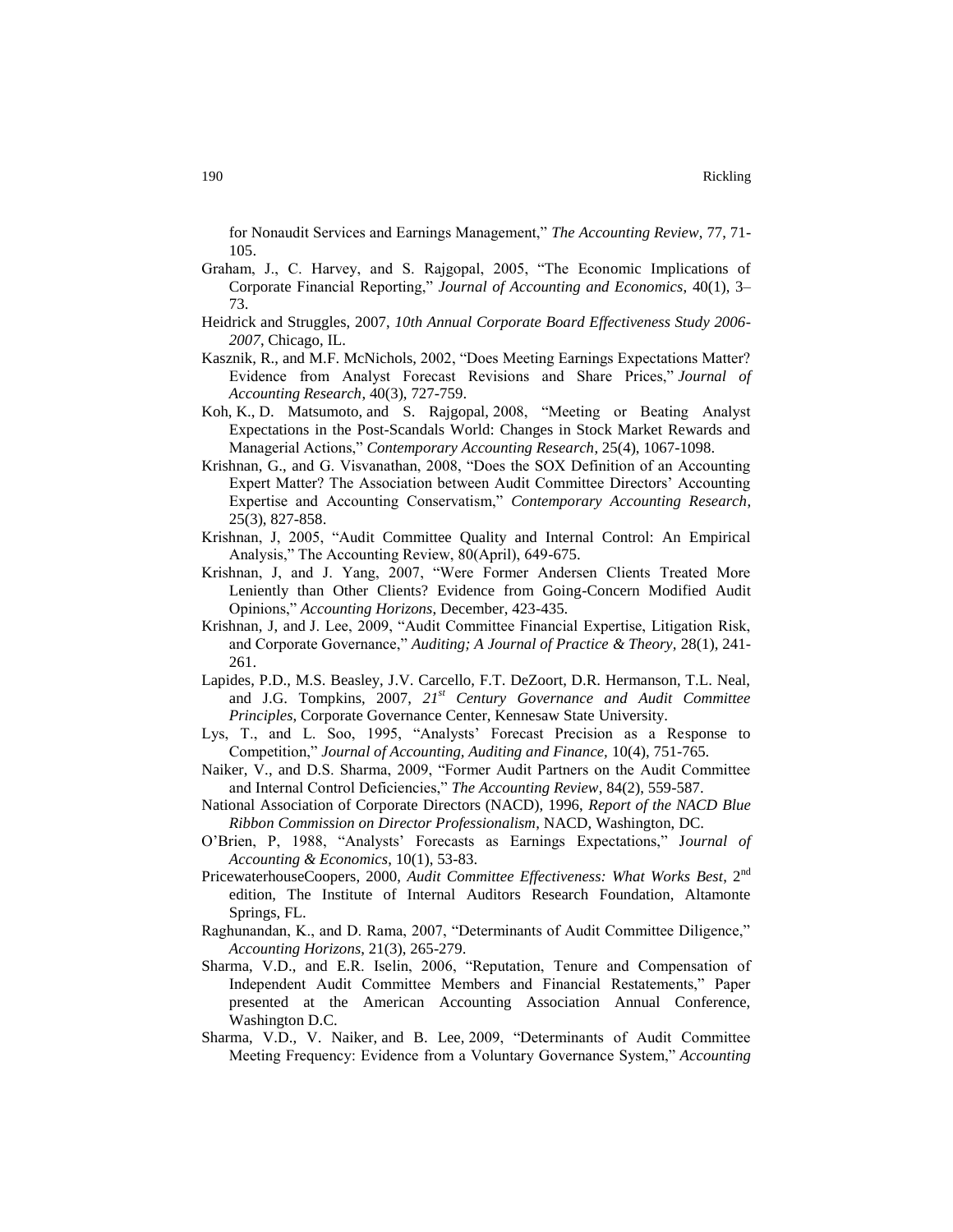for Nonaudit Services and Earnings Management," *The Accounting Review*, 77, 71-105.

Graham, J., C. Harvey, and S. Rajgopal, 2005, "The Economic Implications of Corporate Financial Reporting," *Journal of Accounting and Economics*, 40(1), 3–73.

Heidrick and Struggles, 2007, *10th Annual Corporate Board Effectiveness Study 2006-2007*, Chicago, IL.

Kasznik, R., and M.F. McNichols, 2002, "Does Meeting Earnings Expectations Matter? Evidence from Analyst Forecast Revisions and Share Prices," *Journal of Accounting Research*, 40(3), 727-759.

Koh, K., D. Matsumoto, and S. Rajgopal, 2008, "Meeting or Beating Analyst Expectations in the Post-Scandals World: Changes in Stock Market Rewards and Managerial Actions," *Contemporary Accounting Research*, 25(4), 1067-1098.

Krishnan, G., and G. Visvanathan, 2008, "Does the SOX Definition of an Accounting Expert Matter? The Association between Audit Committee Directors' Accounting Expertise and Accounting Conservatism," *Contemporary Accounting Research*, 25(3), 827-858.

Krishnan, J, 2005, "Audit Committee Quality and Internal Control: An Empirical Analysis," The Accounting Review, 80(April), 649-675.

Krishnan, J, and J. Yang, 2007, "Were Former Andersen Clients Treated More Leniently than Other Clients? Evidence from Going-Concern Modified Audit Opinions," *Accounting Horizons*, December, 423-435.

Krishnan, J, and J. Lee, 2009, "Audit Committee Financial Expertise, Litigation Risk, and Corporate Governance," *Auditing; A Journal of Practice & Theory*, 28(1), 241-261.

Lapides, P.D., M.S. Beasley, J.V. Carcello, F.T. DeZoort, D.R. Hermanson, T.L. Neal, and J.G. Tompkins, 2007, *21st Century Governance and Audit Committee Principles*, Corporate Governance Center, Kennesaw State University.

Lys, T., and L. Soo, 1995, "Analysts' Forecast Precision as a Response to Competition," *Journal of Accounting, Auditing and Finance*, 10(4), 751-765.

Naiker, V., and D.S. Sharma, 2009, "Former Audit Partners on the Audit Committee and Internal Control Deficiencies," *The Accounting Review*, 84(2), 559-587.

National Association of Corporate Directors (NACD), 1996, *Report of the NACD Blue Ribbon Commission on Director Professionalism*, NACD, Washington, DC.

O'Brien, P, 1988, "Analysts' Forecasts as Earnings Expectations," *Journal of Accounting & Economics*, 10(1), 53-83.

PricewaterhouseCoopers, 2000, *Audit Committee Effectiveness: What Works Best*, 2nd edition, The Institute of Internal Auditors Research Foundation, Altamonte Springs, FL.

Raghunandan, K., and D. Rama, 2007, "Determinants of Audit Committee Diligence," *Accounting Horizons*, 21(3), 265-279.

Sharma, V.D., and E.R. Iselin, 2006, "Reputation, Tenure and Compensation of Independent Audit Committee Members and Financial Restatements," Paper presented at the American Accounting Association Annual Conference, Washington D.C.

Sharma, V.D., V. Naiker, and B. Lee, 2009, "Determinants of Audit Committee Meeting Frequency: Evidence from a Voluntary Governance System," *Accounting*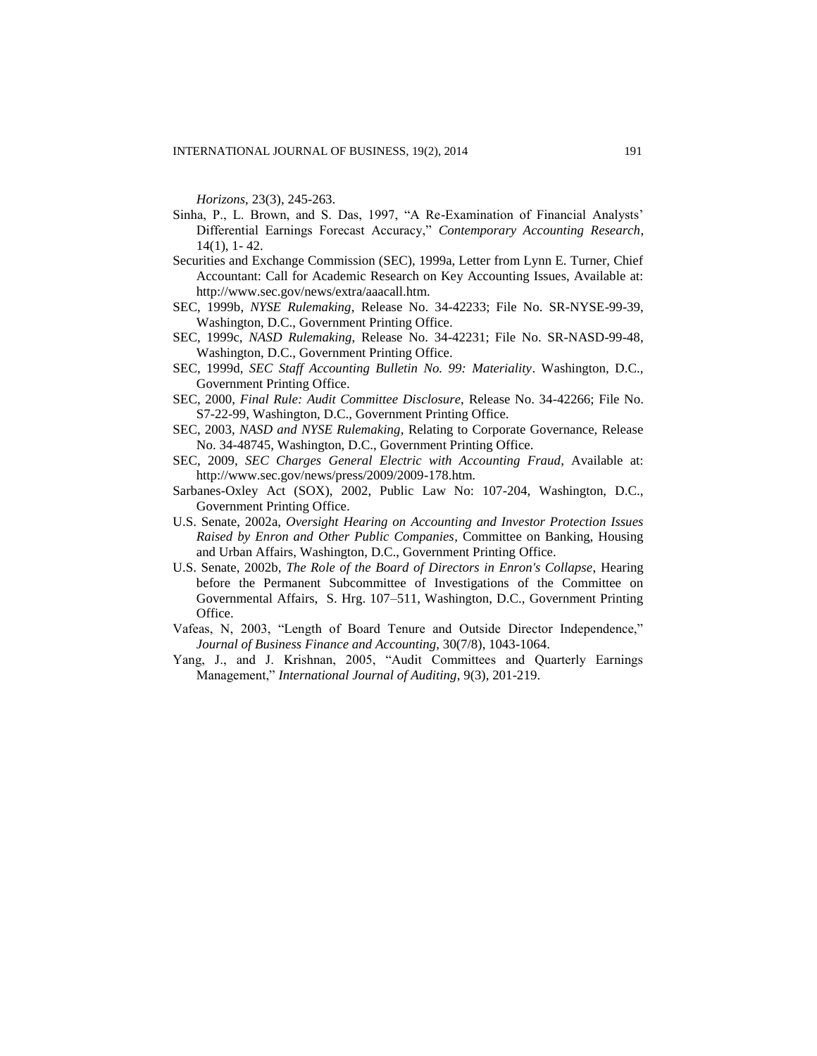*Horizons*, 23(3), 245-263.

Sinha, P., L. Brown, and S. Das, 1997, "A Re-Examination of Financial Analysts' Differential Earnings Forecast Accuracy," *Contemporary Accounting Research*, 14(1), 1- 42.

Securities and Exchange Commission (SEC), 1999a, Letter from Lynn E. Turner, Chief Accountant: Call for Academic Research on Key Accounting Issues, Available at: http://www.sec.gov/news/extra/aaacall.htm.

SEC, 1999b, *NYSE Rulemaking*, Release No. 34-42233; File No. SR-NYSE-99-39, Washington, D.C., Government Printing Office.

SEC, 1999c, *NASD Rulemaking*, Release No. 34-42231; File No. SR-NASD-99-48, Washington, D.C., Government Printing Office.

SEC, 1999d, *SEC Staff Accounting Bulletin No. 99: Materiality*. Washington, D.C., Government Printing Office.

SEC, 2000, *Final Rule: Audit Committee Disclosure*, Release No. 34-42266; File No. S7-22-99, Washington, D.C., Government Printing Office.

SEC, 2003, *NASD and NYSE Rulemaking*, Relating to Corporate Governance, Release No. 34-48745, Washington, D.C., Government Printing Office.

SEC, 2009, *SEC Charges General Electric with Accounting Fraud*, Available at: http://www.sec.gov/news/press/2009/2009-178.htm.

Sarbanes-Oxley Act (SOX), 2002, Public Law No: 107-204, Washington, D.C., Government Printing Office.

U.S. Senate, 2002a, *Oversight Hearing on Accounting and Investor Protection Issues Raised by Enron and Other Public Companies*, Committee on Banking, Housing and Urban Affairs, Washington, D.C., Government Printing Office.

U.S. Senate, 2002b, *The Role of the Board of Directors in Enron's Collapse*, Hearing before the Permanent Subcommittee of Investigations of the Committee on Governmental Affairs, S. Hrg. 107–511, Washington, D.C., Government Printing Office.

Vafeas, N, 2003, "Length of Board Tenure and Outside Director Independence," *Journal of Business Finance and Accounting*, 30(7/8), 1043-1064.

Yang, J., and J. Krishnan, 2005, "Audit Committees and Quarterly Earnings Management," *International Journal of Auditing*, 9(3), 201-219.